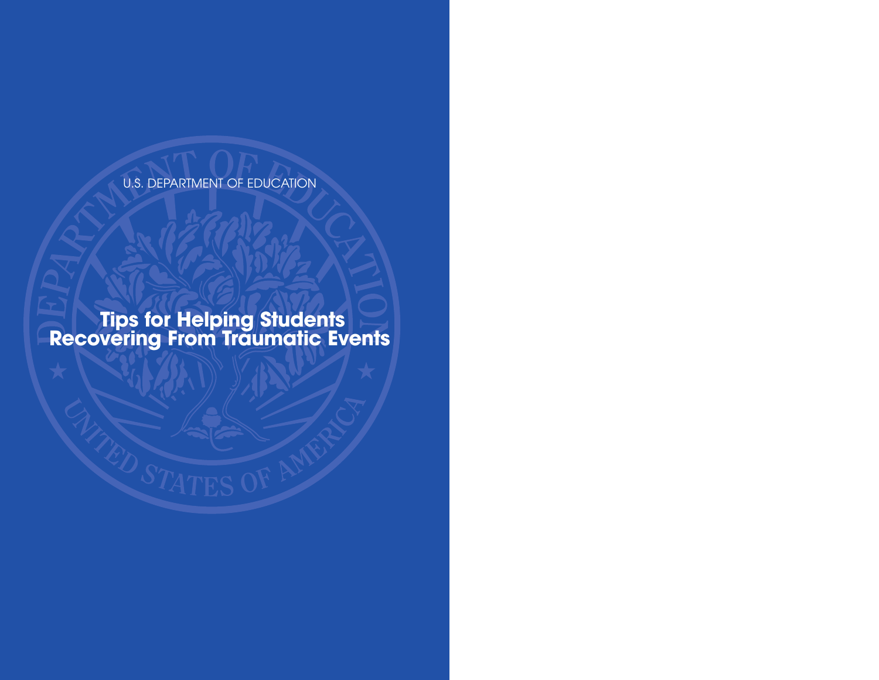U.S. DEPARTMENT OF EDUCATION

# Tips for Helping Students Recovering From Traumatic Events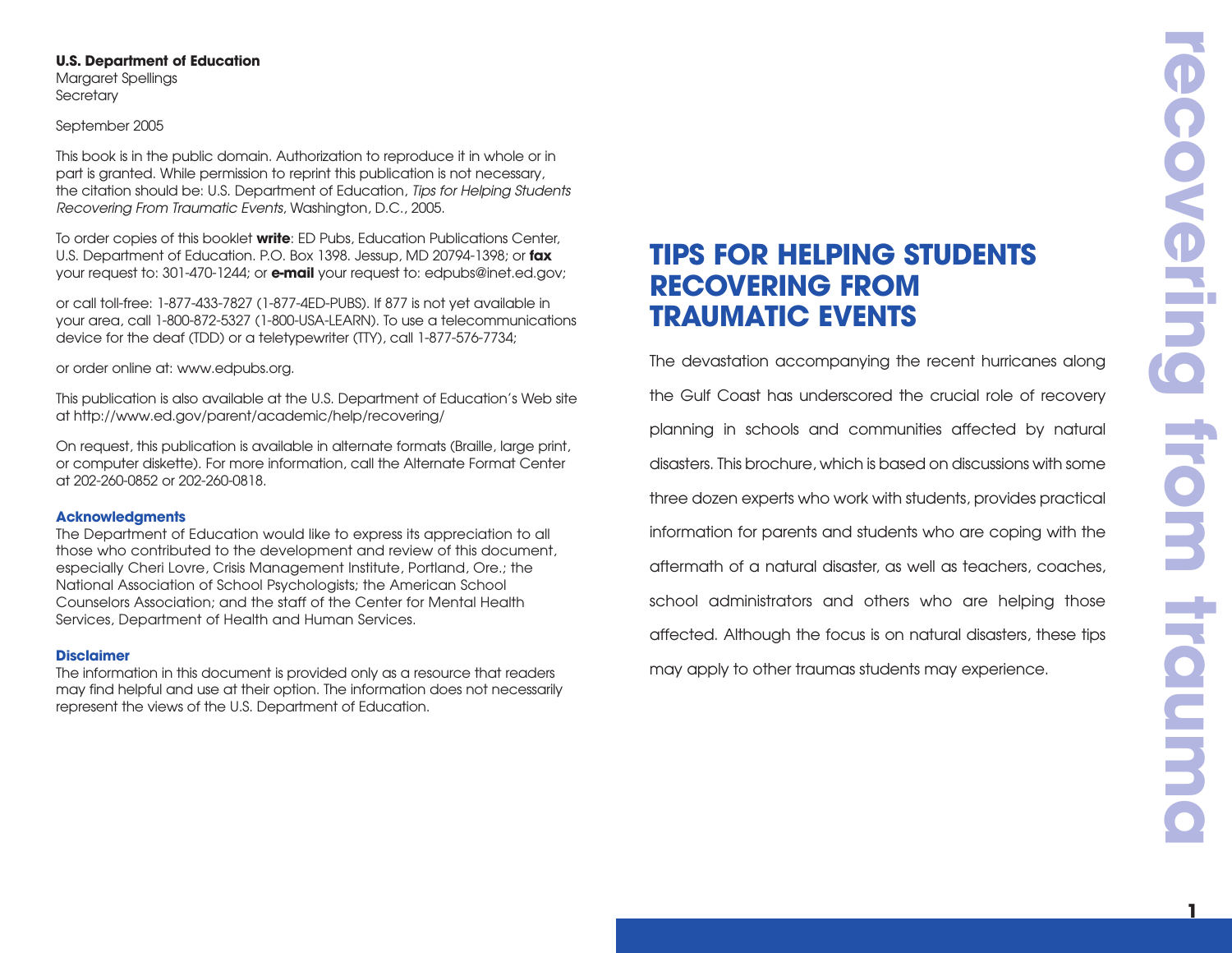**U.S. Department of Education**
Margaret Spellings
Secretary

September 2005

This book is in the public domain. Authorization to reproduce it in whole or in part is granted. While permission to reprint this publication is not necessary, the citation should be: U.S. Department of Education, *Tips for Helping Students Recovering From Traumatic Events*, Washington, D.C., 2005.

To order copies of this booklet **write**: ED Pubs, Education Publications Center, U.S. Department of Education. P.O. Box 1398. Jessup, MD 20794-1398; or **fax** your request to: 301-470-1244; or **e-mail** your request to: edpubs@inet.ed.gov;

or call toll-free: 1-877-433-7827 (1-877-4ED-PUBS). If 877 is not yet available in your area, call 1-800-872-5327 (1-800-USA-LEARN). To use a telecommunications device for the deaf (TDD) or a teletypewriter (TTY), call 1-877-576-7734;

or order online at: www.edpubs.org.

This publication is also available at the U.S. Department of Education's Web site at http://www.ed.gov/parent/academic/help/recovering/

On request, this publication is available in alternate formats (Braille, large print, or computer diskette). For more information, call the Alternate Format Center at 202-260-0852 or 202-260-0818.

**Acknowledgments**

The Department of Education would like to express its appreciation to all those who contributed to the development and review of this document, especially Cheri Lovre, Crisis Management Institute, Portland, Ore.; the National Association of School Psychologists; the American School Counselors Association; and the staff of the Center for Mental Health Services, Department of Health and Human Services.

**Disclaimer**

The information in this document is provided only as a resource that readers may find helpful and use at their option. The information does not necessarily represent the views of the U.S. Department of Education.

# TIPS FOR HELPING STUDENTS RECOVERING FROM TRAUMATIC EVENTS

The devastation accompanying the recent hurricanes along the Gulf Coast has underscored the crucial role of recovery planning in schools and communities affected by natural disasters. This brochure, which is based on discussions with some three dozen experts who work with students, provides practical information for parents and students who are coping with the aftermath of a natural disaster, as well as teachers, coaches, school administrators and others who are helping those affected. Although the focus is on natural disasters, these tips may apply to other traumas students may experience.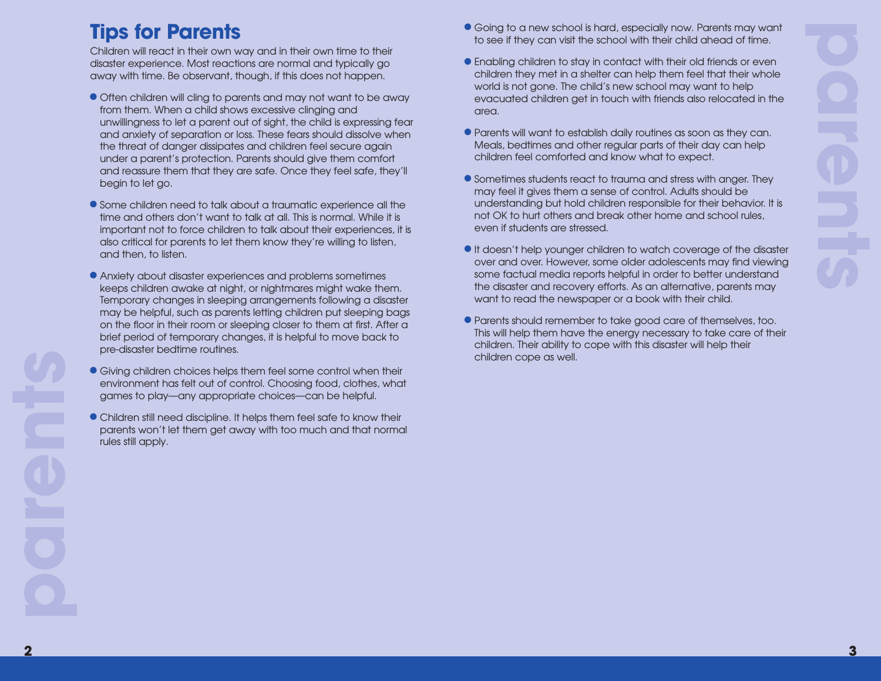# Tips for Parents

Children will react in their own way and in their own time to their disaster experience. Most reactions are normal and typically go away with time. Be observant, though, if this does not happen.

- Often children will cling to parents and may not want to be away from them. When a child shows excessive clinging and unwillingness to let a parent out of sight, the child is expressing fear and anxiety of separation or loss. These fears should dissolve when the threat of danger dissipates and children feel secure again under a parent's protection. Parents should give them comfort and reassure them that they are safe. Once they feel safe, they'll begin to let go.
- Some children need to talk about a traumatic experience all the time and others don't want to talk at all. This is normal. While it is important not to force children to talk about their experiences, it is also critical for parents to let them know they're willing to listen, and then, to listen.
- Anxiety about disaster experiences and problems sometimes keeps children awake at night, or nightmares might wake them. Temporary changes in sleeping arrangements following a disaster may be helpful, such as parents letting children put sleeping bags on the floor in their room or sleeping closer to them at first. After a brief period of temporary changes, it is helpful to move back to pre-disaster bedtime routines.
- Giving children choices helps them feel some control when their environment has felt out of control. Choosing food, clothes, what games to play—any appropriate choices—can be helpful.
- Children still need discipline. It helps them feel safe to know their parents won't let them get away with too much and that normal rules still apply.
- Going to a new school is hard, especially now. Parents may want to see if they can visit the school with their child ahead of time.
- Enabling children to stay in contact with their old friends or even children they met in a shelter can help them feel that their whole world is not gone. The child's new school may want to help evacuated children get in touch with friends also relocated in the area.
- Parents will want to establish daily routines as soon as they can. Meals, bedtimes and other regular parts of their day can help children feel comforted and know what to expect.
- Sometimes students react to trauma and stress with anger. They may feel it gives them a sense of control. Adults should be understanding but hold children responsible for their behavior. It is not OK to hurt others and break other home and school rules, even if students are stressed.
- It doesn't help younger children to watch coverage of the disaster over and over. However, some older adolescents may find viewing some factual media reports helpful in order to better understand the disaster and recovery efforts. As an alternative, parents may want to read the newspaper or a book with their child.
- Parents should remember to take good care of themselves, too. This will help them have the energy necessary to take care of their children. Their ability to cope with this disaster will help their children cope as well.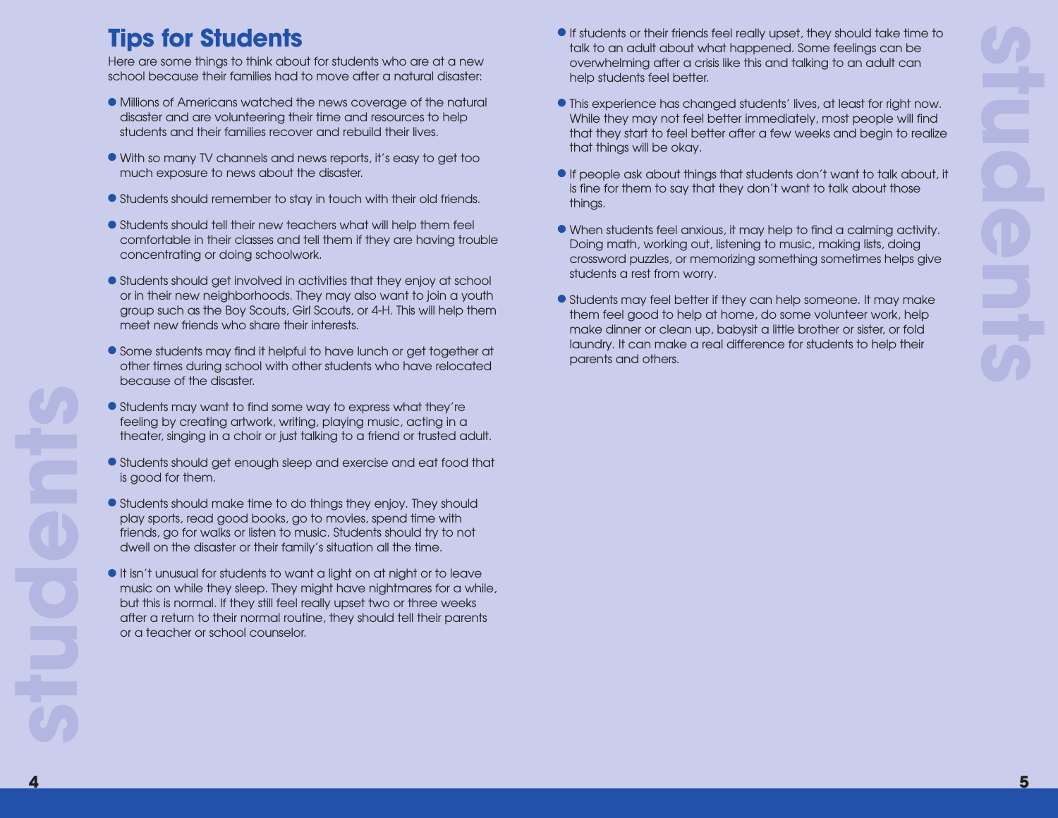## Tips for Students

Here are some things to think about for students who are at a new school because their families had to move after a natural disaster:

- Millions of Americans watched the news coverage of the natural disaster and are volunteering their time and resources to help students and their families recover and rebuild their lives.
- With so many TV channels and news reports, it's easy to get too much exposure to news about the disaster.
- Students should remember to stay in touch with their old friends.
- Students should tell their new teachers what will help them feel comfortable in their classes and tell them if they are having trouble concentrating or doing schoolwork.
- Students should get involved in activities that they enjoy at school or in their new neighborhoods. They may also want to join a youth group such as the Boy Scouts, Girl Scouts, or 4-H. This will help them meet new friends who share their interests.
- Some students may find it helpful to have lunch or get together at other times during school with other students who have relocated because of the disaster.
- Students may want to find some way to express what they're feeling by creating artwork, writing, playing music, acting in a theater, singing in a choir or just talking to a friend or trusted adult.
- Students should get enough sleep and exercise and eat food that is good for them.
- Students should make time to do things they enjoy. They should play sports, read good books, go to movies, spend time with friends, go for walks or listen to music. Students should try to not dwell on the disaster or their family's situation all the time.
- It isn't unusual for students to want a light on at night or to leave music on while they sleep. They might have nightmares for a while, but this is normal. If they still feel really upset two or three weeks after a return to their normal routine, they should tell their parents or a teacher or school counselor.
- If students or their friends feel really upset, they should take time to talk to an adult about what happened. Some feelings can be overwhelming after a crisis like this and talking to an adult can help students feel better.
- This experience has changed students' lives, at least for right now. While they may not feel better immediately, most people will find that they start to feel better after a few weeks and begin to realize that things will be okay.
- If people ask about things that students don't want to talk about, it is fine for them to say that they don't want to talk about those things.
- When students feel anxious, it may help to find a calming activity. Doing math, working out, listening to music, making lists, doing crossword puzzles, or memorizing something sometimes helps give students a rest from worry.
- Students may feel better if they can help someone. It may make them feel good to help at home, do some volunteer work, help make dinner or clean up, babysit a little brother or sister, or fold laundry. It can make a real difference for students to help their parents and others.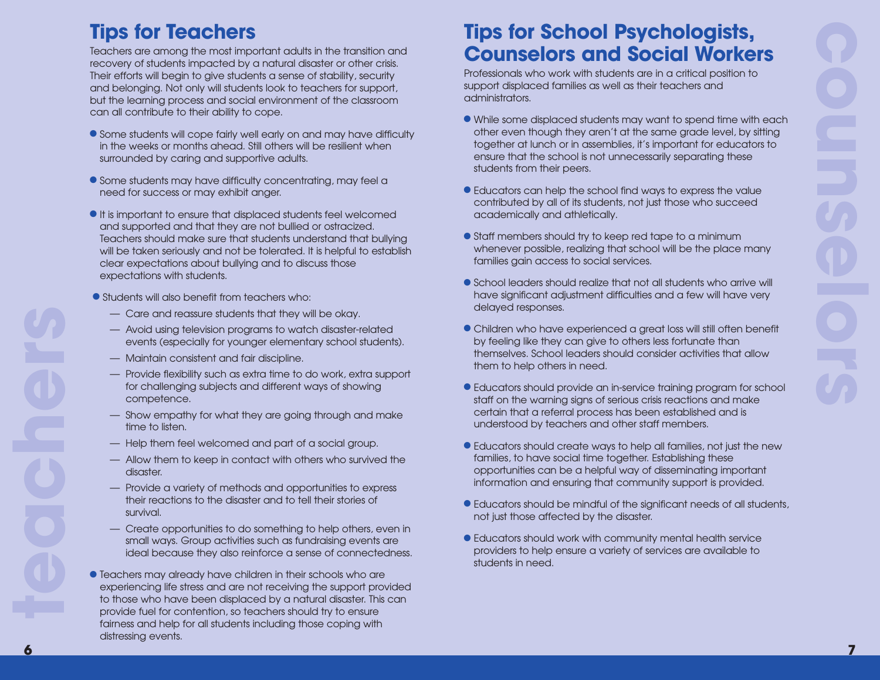## Tips for Teachers

Teachers are among the most important adults in the transition and recovery of students impacted by a natural disaster or other crisis. Their efforts will begin to give students a sense of stability, security and belonging. Not only will students look to teachers for support, but the learning process and social environment of the classroom can all contribute to their ability to cope.

- Some students will cope fairly well early on and may have difficulty in the weeks or months ahead. Still others will be resilient when surrounded by caring and supportive adults.
- Some students may have difficulty concentrating, may feel a need for success or may exhibit anger.
- It is important to ensure that displaced students feel welcomed and supported and that they are not bullied or ostracized. Teachers should make sure that students understand that bullying will be taken seriously and not be tolerated. It is helpful to establish clear expectations about bullying and to discuss those expectations with students.
- Students will also benefit from teachers who:
  - Care and reassure students that they will be okay.
  - Avoid using television programs to watch disaster-related events (especially for younger elementary school students).
  - Maintain consistent and fair discipline.
  - Provide flexibility such as extra time to do work, extra support for challenging subjects and different ways of showing competence.
  - Show empathy for what they are going through and make time to listen.
  - Help them feel welcomed and part of a social group.
  - Allow them to keep in contact with others who survived the disaster.
  - Provide a variety of methods and opportunities to express their reactions to the disaster and to tell their stories of survival.
  - Create opportunities to do something to help others, even in small ways. Group activities such as fundraising events are ideal because they also reinforce a sense of connectedness.
- Teachers may already have children in their schools who are experiencing life stress and are not receiving the support provided to those who have been displaced by a natural disaster. This can provide fuel for contention, so teachers should try to ensure fairness and help for all students including those coping with distressing events.

## Tips for School Psychologists, Counselors and Social Workers

Professionals who work with students are in a critical position to support displaced families as well as their teachers and administrators.

- While some displaced students may want to spend time with each other even though they aren't at the same grade level, by sitting together at lunch or in assemblies, it's important for educators to ensure that the school is not unnecessarily separating these students from their peers.
- Educators can help the school find ways to express the value contributed by all of its students, not just those who succeed academically and athletically.
- Staff members should try to keep red tape to a minimum whenever possible, realizing that school will be the place many families gain access to social services.
- School leaders should realize that not all students who arrive will have significant adjustment difficulties and a few will have very delayed responses.
- Children who have experienced a great loss will still often benefit by feeling like they can give to others less fortunate than themselves. School leaders should consider activities that allow them to help others in need.
- Educators should provide an in-service training program for school staff on the warning signs of serious crisis reactions and make certain that a referral process has been established and is understood by teachers and other staff members.
- Educators should create ways to help all families, not just the new families, to have social time together. Establishing these opportunities can be a helpful way of disseminating important information and ensuring that community support is provided.
- Educators should be mindful of the significant needs of all students, not just those affected by the disaster.
- Educators should work with community mental health service providers to help ensure a variety of services are available to students in need.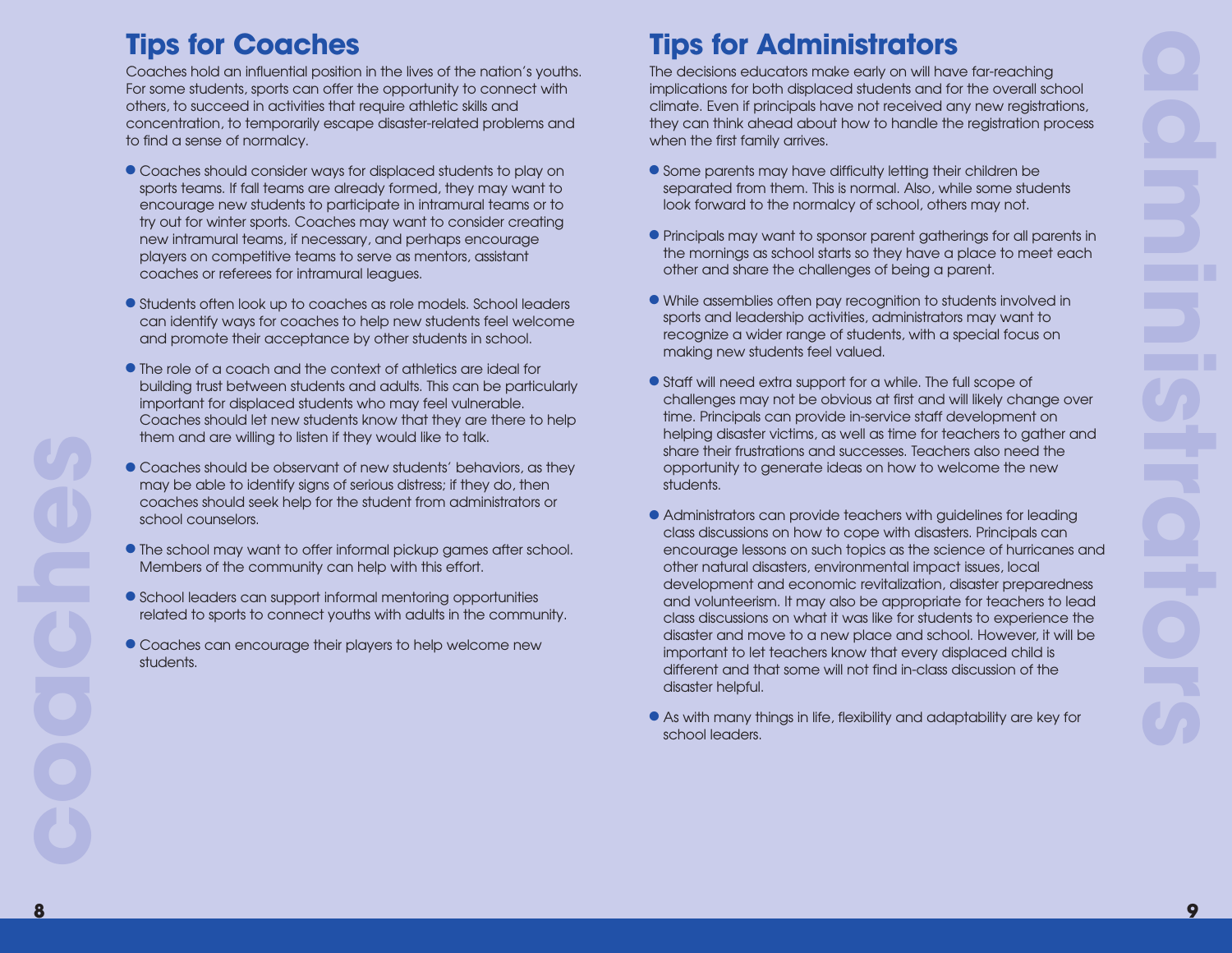## Tips for Coaches

Coaches hold an influential position in the lives of the nation's youths. For some students, sports can offer the opportunity to connect with others, to succeed in activities that require athletic skills and concentration, to temporarily escape disaster-related problems and to find a sense of normalcy.

- Coaches should consider ways for displaced students to play on sports teams. If fall teams are already formed, they may want to encourage new students to participate in intramural teams or to try out for winter sports. Coaches may want to consider creating new intramural teams, if necessary, and perhaps encourage players on competitive teams to serve as mentors, assistant coaches or referees for intramural leagues.
- Students often look up to coaches as role models. School leaders can identify ways for coaches to help new students feel welcome and promote their acceptance by other students in school.
- The role of a coach and the context of athletics are ideal for building trust between students and adults. This can be particularly important for displaced students who may feel vulnerable. Coaches should let new students know that they are there to help them and are willing to listen if they would like to talk.
- Coaches should be observant of new students' behaviors, as they may be able to identify signs of serious distress; if they do, then coaches should seek help for the student from administrators or school counselors.
- The school may want to offer informal pickup games after school. Members of the community can help with this effort.
- School leaders can support informal mentoring opportunities related to sports to connect youths with adults in the community.
- Coaches can encourage their players to help welcome new students.

## Tips for Administrators

The decisions educators make early on will have far-reaching implications for both displaced students and for the overall school climate. Even if principals have not received any new registrations, they can think ahead about how to handle the registration process when the first family arrives.

- Some parents may have difficulty letting their children be separated from them. This is normal. Also, while some students look forward to the normalcy of school, others may not.
- Principals may want to sponsor parent gatherings for all parents in the mornings as school starts so they have a place to meet each other and share the challenges of being a parent.
- While assemblies often pay recognition to students involved in sports and leadership activities, administrators may want to recognize a wider range of students, with a special focus on making new students feel valued.
- Staff will need extra support for a while. The full scope of challenges may not be obvious at first and will likely change over time. Principals can provide in-service staff development on helping disaster victims, as well as time for teachers to gather and share their frustrations and successes. Teachers also need the opportunity to generate ideas on how to welcome the new students.
- Administrators can provide teachers with guidelines for leading class discussions on how to cope with disasters. Principals can encourage lessons on such topics as the science of hurricanes and other natural disasters, environmental impact issues, local development and economic revitalization, disaster preparedness and volunteerism. It may also be appropriate for teachers to lead class discussions on what it was like for students to experience the disaster and move to a new place and school. However, it will be important to let teachers know that every displaced child is different and that some will not find in-class discussion of the disaster helpful.
- As with many things in life, flexibility and adaptability are key for school leaders.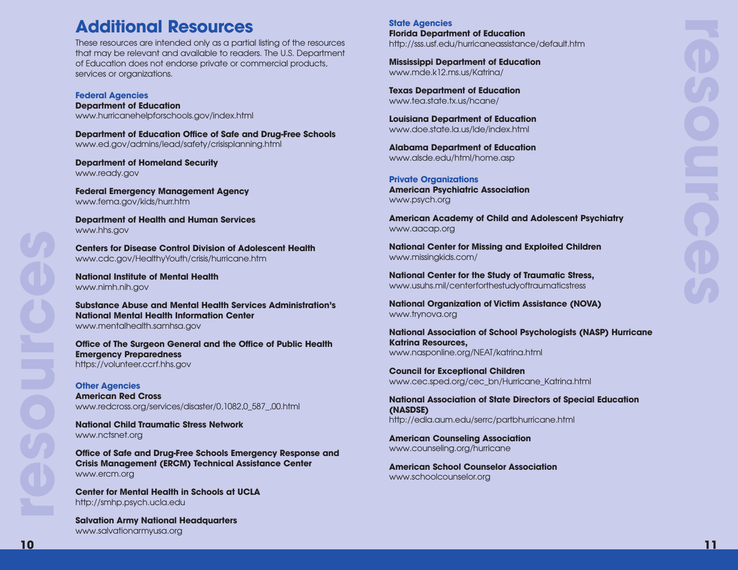# Additional Resources

These resources are intended only as a partial listing of the resources that may be relevant and available to readers. The U.S. Department of Education does not endorse private or commercial products, services or organizations.

## Federal Agencies

**Department of Education**
www.hurricanehelpforschools.gov/index.html

**Department of Education Office of Safe and Drug-Free Schools**
www.ed.gov/admins/lead/safety/crisisplanning.html

**Department of Homeland Security**
www.ready.gov

**Federal Emergency Management Agency**
www.fema.gov/kids/hurr.htm

**Department of Health and Human Services**
www.hhs.gov

**Centers for Disease Control Division of Adolescent Health**
www.cdc.gov/HealthyYouth/crisis/hurricane.htm

**National Institute of Mental Health**
www.nimh.nih.gov

**Substance Abuse and Mental Health Services Administration's National Mental Health Information Center**
www.mentalhealth.samhsa.gov

**Office of The Surgeon General and the Office of Public Health Emergency Preparedness**
https://volunteer.ccrf.hhs.gov

## Other Agencies

**American Red Cross**
www.redcross.org/services/disaster/0,1082,0_587_,00.html

**National Child Traumatic Stress Network**
www.nctsnet.org

**Office of Safe and Drug-Free Schools Emergency Response and Crisis Management (ERCM) Technical Assistance Center**
www.ercm.org

**Center for Mental Health in Schools at UCLA**
http://smhp.psych.ucla.edu

**Salvation Army National Headquarters**
www.salvationarmyusa.org

## State Agencies

**Florida Department of Education**
http://sss.usf.edu/hurricaneassistance/default.htm

**Mississippi Department of Education**
www.mde.k12.ms.us/Katrina/

**Texas Department of Education**
www.tea.state.tx.us/hcane/

**Louisiana Department of Education**
www.doe.state.la.us/lde/index.html

**Alabama Department of Education**
www.alsde.edu/html/home.asp

## Private Organizations

**American Psychiatric Association**
www.psych.org

**American Academy of Child and Adolescent Psychiatry**
www.aacap.org

**National Center for Missing and Exploited Children**
www.missingkids.com/

**National Center for the Study of Traumatic Stress,**
www.usuhs.mil/centerforthestudyoftraumaticstress

**National Organization of Victim Assistance (NOVA)**
www.trynova.org

**National Association of School Psychologists (NASP) Hurricane Katrina Resources,**
www.nasponline.org/NEAT/katrina.html

**Council for Exceptional Children**
www.cec.sped.org/cec_bn/Hurricane_Katrina.html

**National Association of State Directors of Special Education (NASDSE)**
http://edla.aum.edu/serrc/partbhurricane.html

**American Counseling Association**
www.counseling.org/hurricane

**American School Counselor Association**
www.schoolcounselor.org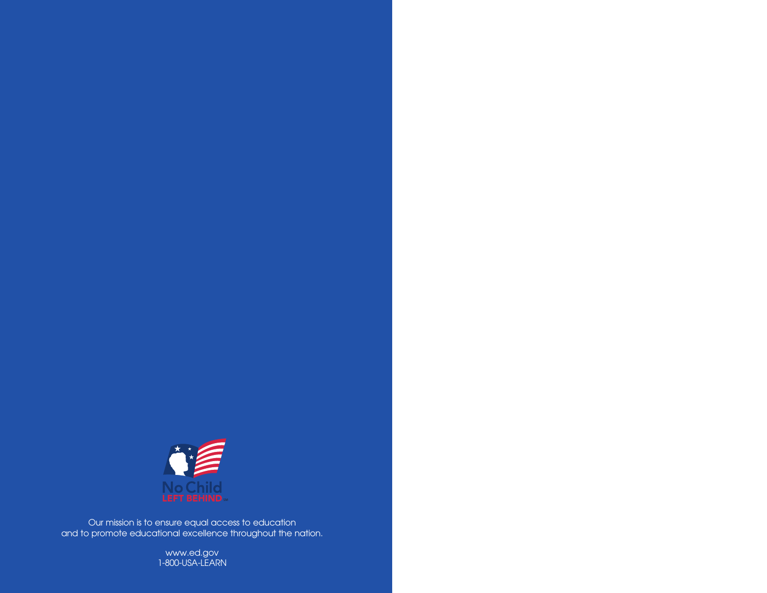No Child
LEFT BEHIND

Our mission is to ensure equal access to education
and to promote educational excellence throughout the nation.

www.ed.gov
1-800-USA-LEARN